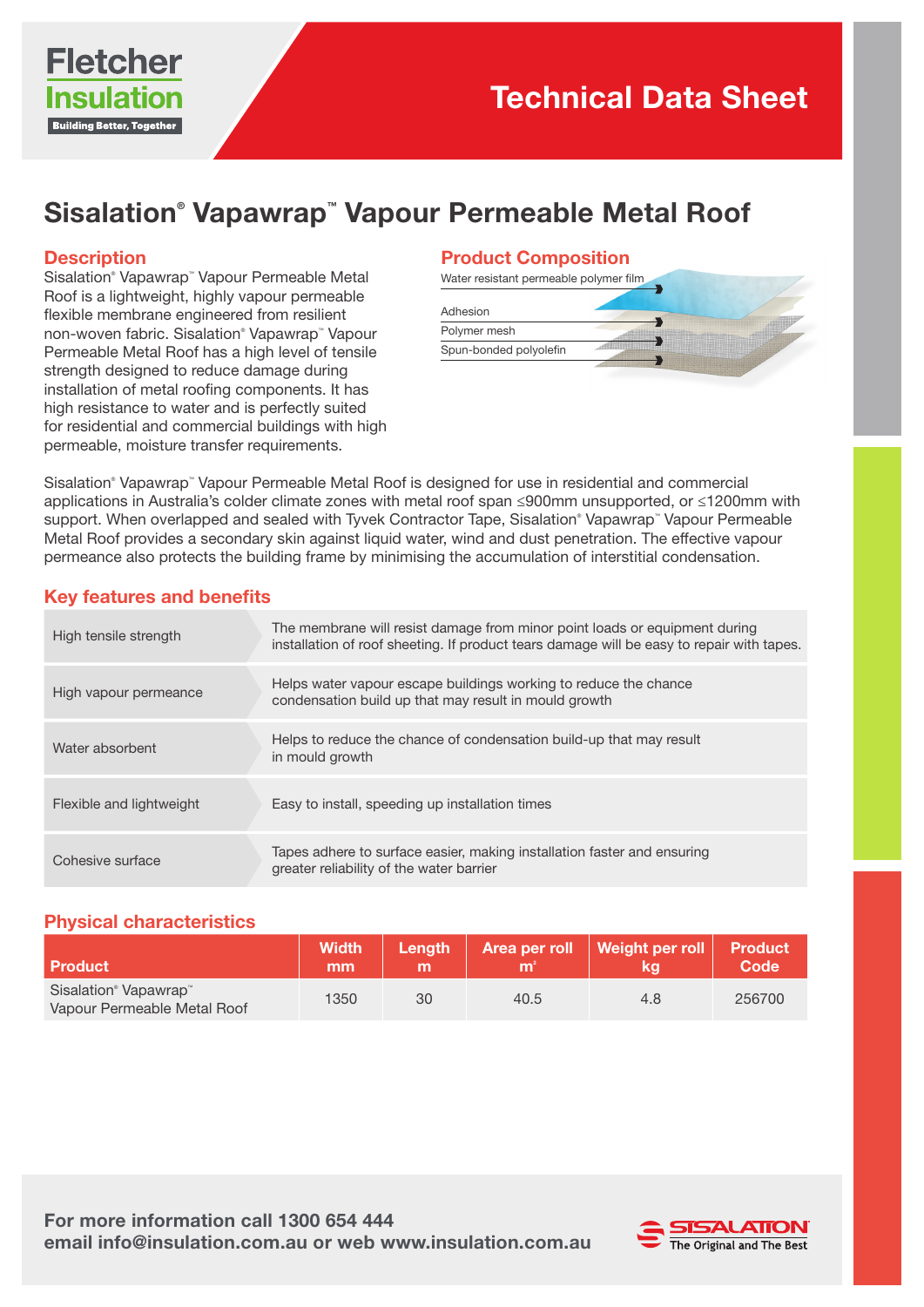Fletcher Insulation

Building Better, Together

# Technical Data Sheet

## Sisalation® Vapawrap™ Vapour Permeable Metal Roof

### Description

Sisalation® Vapawrap™ Vapour Permeable Metal Roof is a lightweight, highly vapour permeable flexible membrane engineered from resilient non-woven fabric. Sisalation® Vapawrap™ Vapour Permeable Metal Roof has a high level of tensile strength designed to reduce damage during installation of metal roofing components. It has high resistance to water and is perfectly suited for residential and commercial buildings with high permeable, moisture transfer requirements.

### Product Composition

- Water resistant permeable polymer film
- Adhesion
- Polymer mesh
- Spun-bonded polyolefin

Sisalation® Vapawrap™ Vapour Permeable Metal Roof is designed for use in residential and commercial applications in Australia's colder climate zones with metal roof span ≤900mm unsupported, or ≤1200mm with support. When overlapped and sealed with Tyvek Contractor Tape, Sisalation® Vapawrap™ Vapour Permeable Metal Roof provides a secondary skin against liquid water, wind and dust penetration. The effective vapour permeance also protects the building frame by minimising the accumulation of interstitial condensation.

### Key features and benefits

| Feature | Benefit |
|---|---|
| High tensile strength | The membrane will resist damage from minor point loads or equipment during installation of roof sheeting. If product tears damage will be easy to repair with tapes. |
| High vapour permeance | Helps water vapour escape buildings working to reduce the chance condensation build up that may result in mould growth |
| Water absorbent | Helps to reduce the chance of condensation build-up that may result in mould growth |
| Flexible and lightweight | Easy to install, speeding up installation times |
| Cohesive surface | Tapes adhere to surface easier, making installation faster and ensuring greater reliability of the water barrier |

### Physical characteristics

| Product | Width mm | Length m | Area per roll m² | Weight per roll kg | Product Code |
|---|---|---|---|---|---|
| Sisalation® Vapawrap™ Vapour Permeable Metal Roof | 1350 | 30 | 40.5 | 4.8 | 256700 |

**For more information call 1300 654 444**
**email info@insulation.com.au or web www.insulation.com.au**

SISALATION® The Original and The Best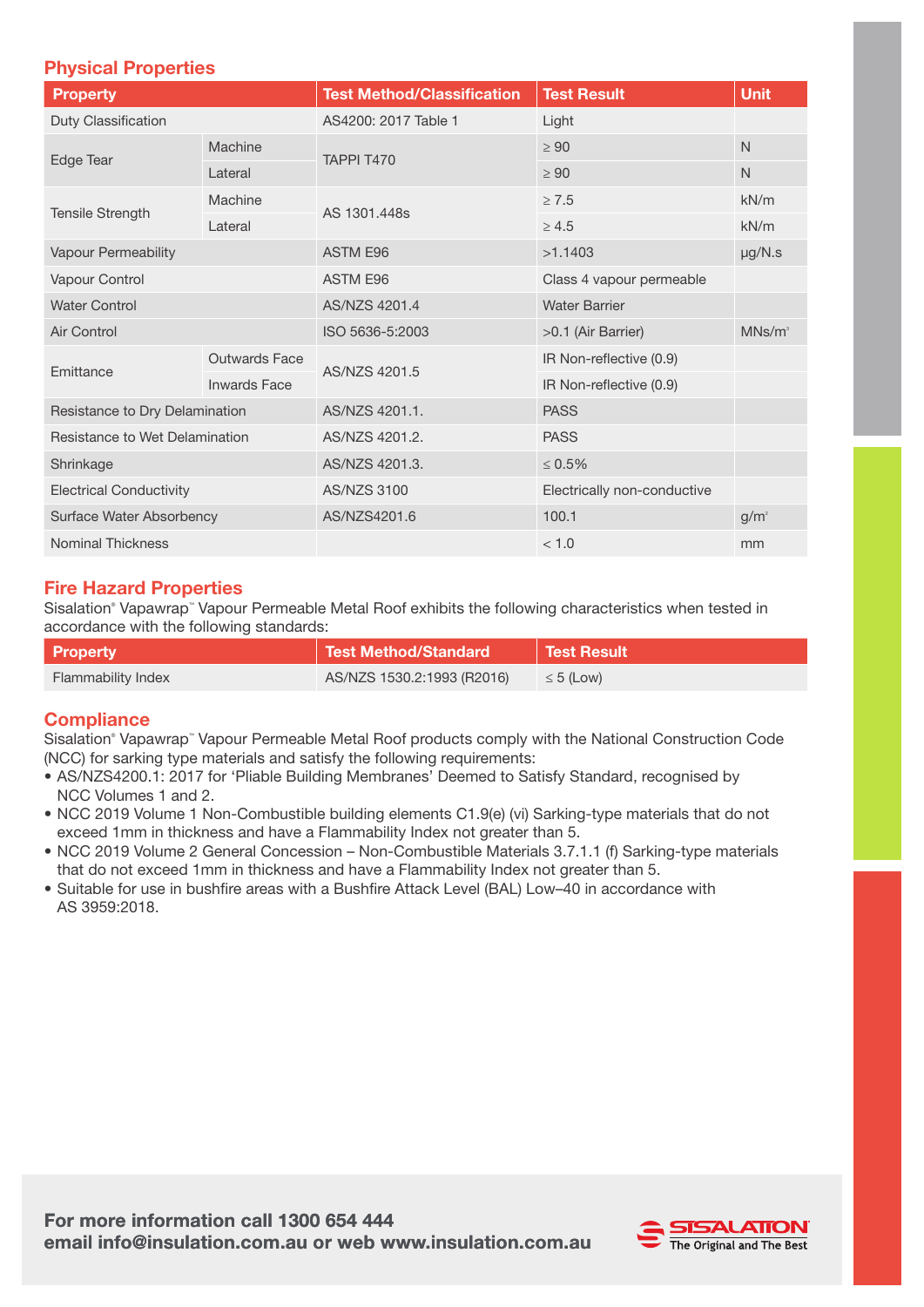## Physical Properties

| Property | | Test Method/Classification | Test Result | Unit |
|---|---|---|---|---|
| Duty Classification | | AS4200: 2017 Table 1 | Light | |
| Edge Tear | Machine | TAPPI T470 | ≥ 90 | N |
| | Lateral | | ≥ 90 | N |
| Tensile Strength | Machine | AS 1301.448s | ≥ 7.5 | kN/m |
| | Lateral | | ≥ 4.5 | kN/m |
| Vapour Permeability | | ASTM E96 | >1.1403 | µg/N.s |
| Vapour Control | | ASTM E96 | Class 4 vapour permeable | |
| Water Control | | AS/NZS 4201.4 | Water Barrier | |
| Air Control | | ISO 5636-5:2003 | >0.1 (Air Barrier) | $MNs/m^3$ |
| Emittance | Outwards Face | AS/NZS 4201.5 | IR Non-reflective (0.9) | |
| | Inwards Face | | IR Non-reflective (0.9) | |
| Resistance to Dry Delamination | | AS/NZS 4201.1. | PASS | |
| Resistance to Wet Delamination | | AS/NZS 4201.2. | PASS | |
| Shrinkage | | AS/NZS 4201.3. | ≤ 0.5% | |
| Electrical Conductivity | | AS/NZS 3100 | Electrically non-conductive | |
| Surface Water Absorbency | | AS/NZS4201.6 | 100.1 | $g/m^2$ |
| Nominal Thickness | | | < 1.0 | mm |

## Fire Hazard Properties

Sisalation® Vapawrap™ Vapour Permeable Metal Roof exhibits the following characteristics when tested in accordance with the following standards:

| Property | Test Method/Standard | Test Result |
|---|---|---|
| Flammability Index | AS/NZS 1530.2:1993 (R2016) | ≤ 5 (Low) |

## Compliance

Sisalation® Vapawrap™ Vapour Permeable Metal Roof products comply with the National Construction Code (NCC) for sarking type materials and satisfy the following requirements:

- AS/NZS4200.1: 2017 for 'Pliable Building Membranes' Deemed to Satisfy Standard, recognised by NCC Volumes 1 and 2.
- NCC 2019 Volume 1 Non-Combustible building elements C1.9(e) (vi) Sarking-type materials that do not exceed 1mm in thickness and have a Flammability Index not greater than 5.
- NCC 2019 Volume 2 General Concession – Non-Combustible Materials 3.7.1.1 (f) Sarking-type materials that do not exceed 1mm in thickness and have a Flammability Index not greater than 5.
- Suitable for use in bushfire areas with a Bushfire Attack Level (BAL) Low–40 in accordance with AS 3959:2018.

**For more information call 1300 654 444**
**email info@insulation.com.au or web www.insulation.com.au**

SISALATION The Original and The Best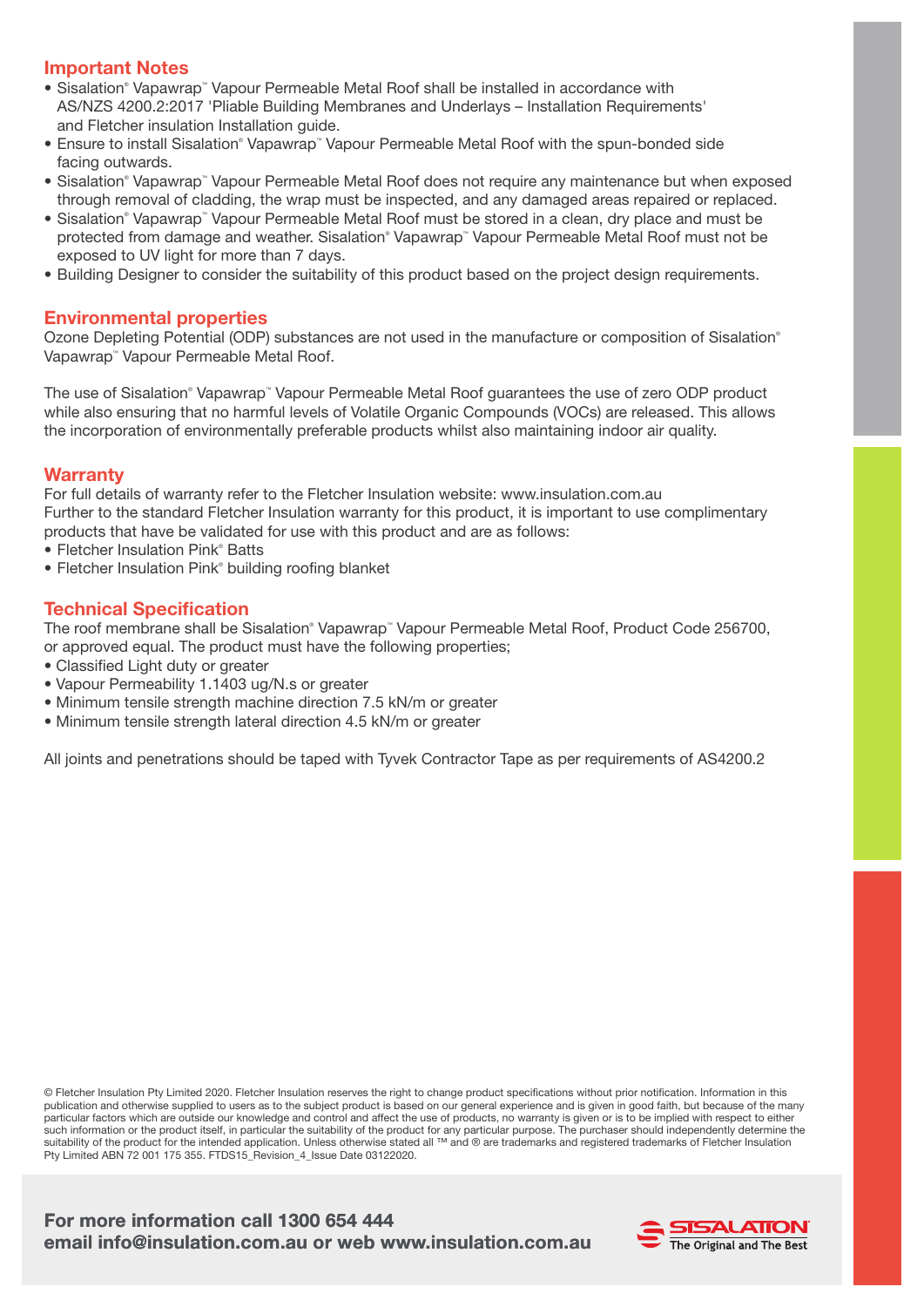## Important Notes

- Sisalation® Vapawrap™ Vapour Permeable Metal Roof shall be installed in accordance with AS/NZS 4200.2:2017 'Pliable Building Membranes and Underlays – Installation Requirements' and Fletcher insulation Installation guide.
- Ensure to install Sisalation® Vapawrap™ Vapour Permeable Metal Roof with the spun-bonded side facing outwards.
- Sisalation® Vapawrap™ Vapour Permeable Metal Roof does not require any maintenance but when exposed through removal of cladding, the wrap must be inspected, and any damaged areas repaired or replaced.
- Sisalation® Vapawrap™ Vapour Permeable Metal Roof must be stored in a clean, dry place and must be protected from damage and weather. Sisalation® Vapawrap™ Vapour Permeable Metal Roof must not be exposed to UV light for more than 7 days.
- Building Designer to consider the suitability of this product based on the project design requirements.

## Environmental properties

Ozone Depleting Potential (ODP) substances are not used in the manufacture or composition of Sisalation® Vapawrap™ Vapour Permeable Metal Roof.

The use of Sisalation® Vapawrap™ Vapour Permeable Metal Roof guarantees the use of zero ODP product while also ensuring that no harmful levels of Volatile Organic Compounds (VOCs) are released. This allows the incorporation of environmentally preferable products whilst also maintaining indoor air quality.

## Warranty

For full details of warranty refer to the Fletcher Insulation website: www.insulation.com.au
Further to the standard Fletcher Insulation warranty for this product, it is important to use complimentary products that have be validated for use with this product and are as follows:

- Fletcher Insulation Pink® Batts
- Fletcher Insulation Pink® building roofing blanket

## Technical Specification

The roof membrane shall be Sisalation® Vapawrap™ Vapour Permeable Metal Roof, Product Code 256700, or approved equal. The product must have the following properties;

- Classified Light duty or greater
- Vapour Permeability 1.1403 ug/N.s or greater
- Minimum tensile strength machine direction 7.5 kN/m or greater
- Minimum tensile strength lateral direction 4.5 kN/m or greater

All joints and penetrations should be taped with Tyvek Contractor Tape as per requirements of AS4200.2

© Fletcher Insulation Pty Limited 2020. Fletcher Insulation reserves the right to change product specifications without prior notification. Information in this publication and otherwise supplied to users as to the subject product is based on our general experience and is given in good faith, but because of the many particular factors which are outside our knowledge and control and affect the use of products, no warranty is given or is to be implied with respect to either such information or the product itself, in particular the suitability of the product for any particular purpose. The purchaser should independently determine the suitability of the product for the intended application. Unless otherwise stated all ™ and ® are trademarks and registered trademarks of Fletcher Insulation Pty Limited ABN 72 001 175 355. FTDS15_Revision_4_Issue Date 03122020.

**For more information call 1300 654 444**
**email info@insulation.com.au or web www.insulation.com.au**

SISALATION®
The Original and The Best